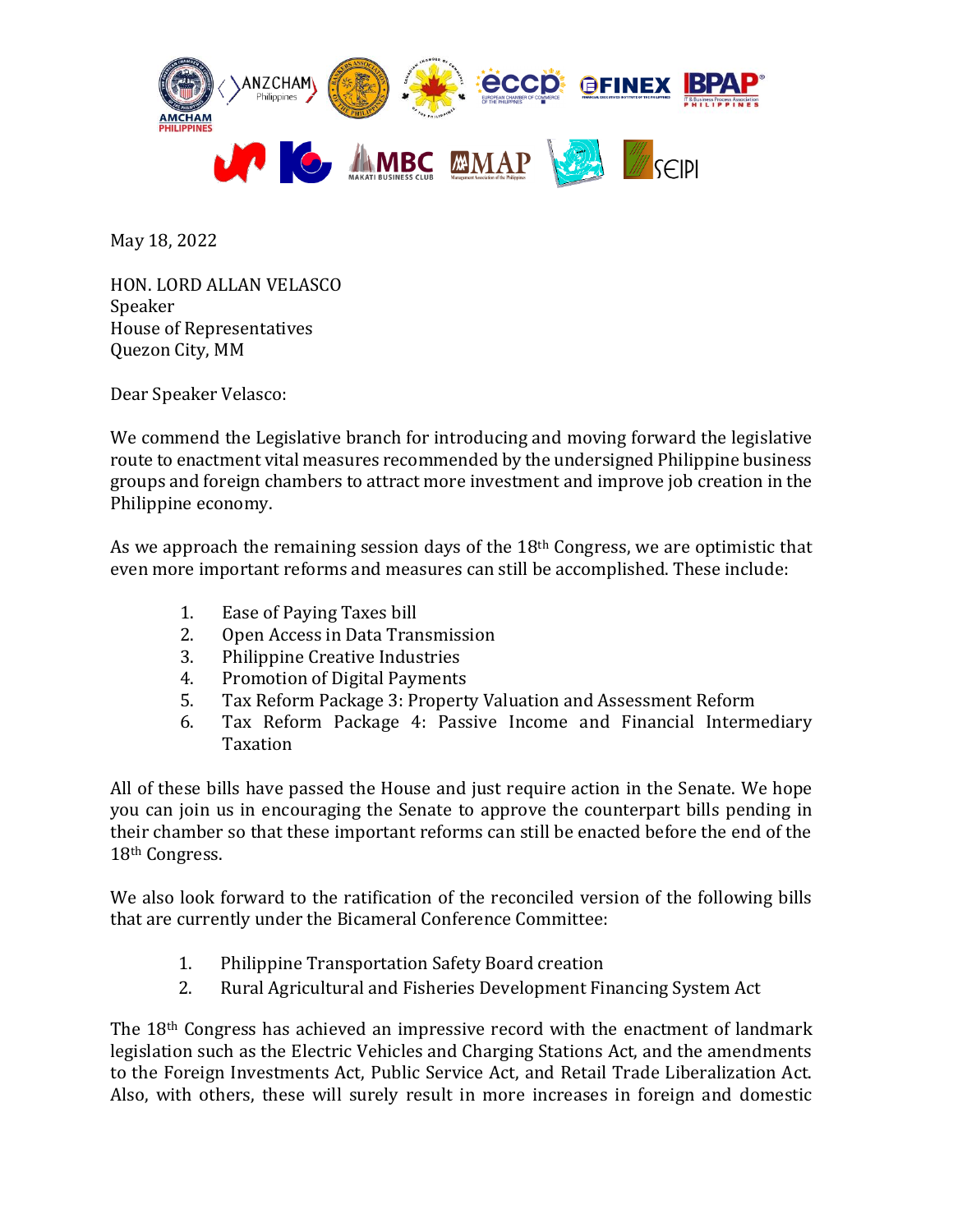May 18, 2022

HON. LORD ALLAN VELASCO
Speaker
House of Representatives
Quezon City, MM

Dear Speaker Velasco:

We commend the Legislative branch for introducing and moving forward the legislative route to enactment vital measures recommended by the undersigned Philippine business groups and foreign chambers to attract more investment and improve job creation in the Philippine economy.

As we approach the remaining session days of the 18th Congress, we are optimistic that even more important reforms and measures can still be accomplished. These include:

1. Ease of Paying Taxes bill
2. Open Access in Data Transmission
3. Philippine Creative Industries
4. Promotion of Digital Payments
5. Tax Reform Package 3: Property Valuation and Assessment Reform
6. Tax Reform Package 4: Passive Income and Financial Intermediary Taxation

All of these bills have passed the House and just require action in the Senate. We hope you can join us in encouraging the Senate to approve the counterpart bills pending in their chamber so that these important reforms can still be enacted before the end of the 18th Congress.

We also look forward to the ratification of the reconciled version of the following bills that are currently under the Bicameral Conference Committee:

1. Philippine Transportation Safety Board creation
2. Rural Agricultural and Fisheries Development Financing System Act

The 18th Congress has achieved an impressive record with the enactment of landmark legislation such as the Electric Vehicles and Charging Stations Act, and the amendments to the Foreign Investments Act, Public Service Act, and Retail Trade Liberalization Act. Also, with others, these will surely result in more increases in foreign and domestic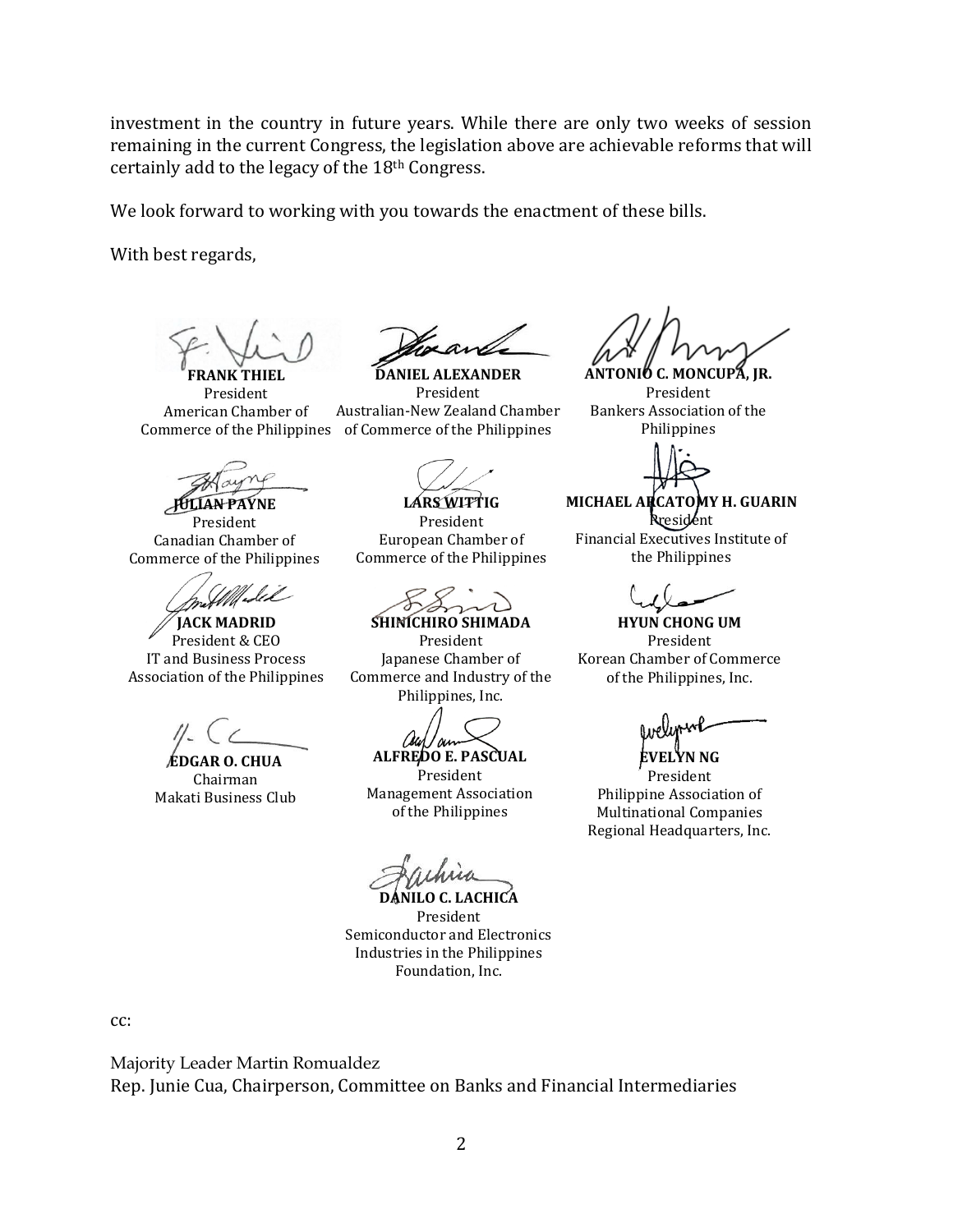investment in the country in future years. While there are only two weeks of session remaining in the current Congress, the legislation above are achievable reforms that will certainly add to the legacy of the 18th Congress.

We look forward to working with you towards the enactment of these bills.

With best regards,

**FRANK THIEL**
President
American Chamber of Commerce of the Philippines

**DANIEL ALEXANDER**
President
Australian-New Zealand Chamber of Commerce of the Philippines

**ANTONIO C. MONCUPA, JR.**
President
Bankers Association of the Philippines

**JULIAN PAYNE**
President
Canadian Chamber of Commerce of the Philippines

**LARS WITTIG**
President
European Chamber of Commerce of the Philippines

**MICHAEL ARCATOMY H. GUARIN**
President
Financial Executives Institute of the Philippines

**JACK MADRID**
President & CEO
IT and Business Process Association of the Philippines

**SHINICHIRO SHIMADA**
President
Japanese Chamber of Commerce and Industry of the Philippines, Inc.

**HYUN CHONG UM**
President
Korean Chamber of Commerce of the Philippines, Inc.

**EDGAR O. CHUA**
Chairman
Makati Business Club

**ALFREDO E. PASCUAL**
President
Management Association of the Philippines

**EVELYN NG**
President
Philippine Association of Multinational Companies Regional Headquarters, Inc.

**DANILO C. LACHICA**
President
Semiconductor and Electronics Industries in the Philippines Foundation, Inc.

cc:

Majority Leader Martin Romualdez
Rep. Junie Cua, Chairperson, Committee on Banks and Financial Intermediaries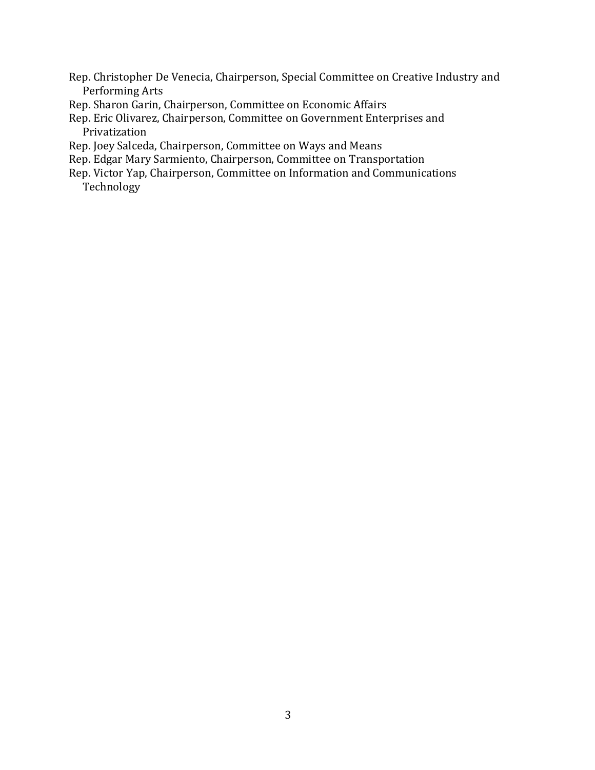Rep. Christopher De Venecia, Chairperson, Special Committee on Creative Industry and Performing Arts
Rep. Sharon Garin, Chairperson, Committee on Economic Affairs
Rep. Eric Olivarez, Chairperson, Committee on Government Enterprises and Privatization
Rep. Joey Salceda, Chairperson, Committee on Ways and Means
Rep. Edgar Mary Sarmiento, Chairperson, Committee on Transportation
Rep. Victor Yap, Chairperson, Committee on Information and Communications Technology